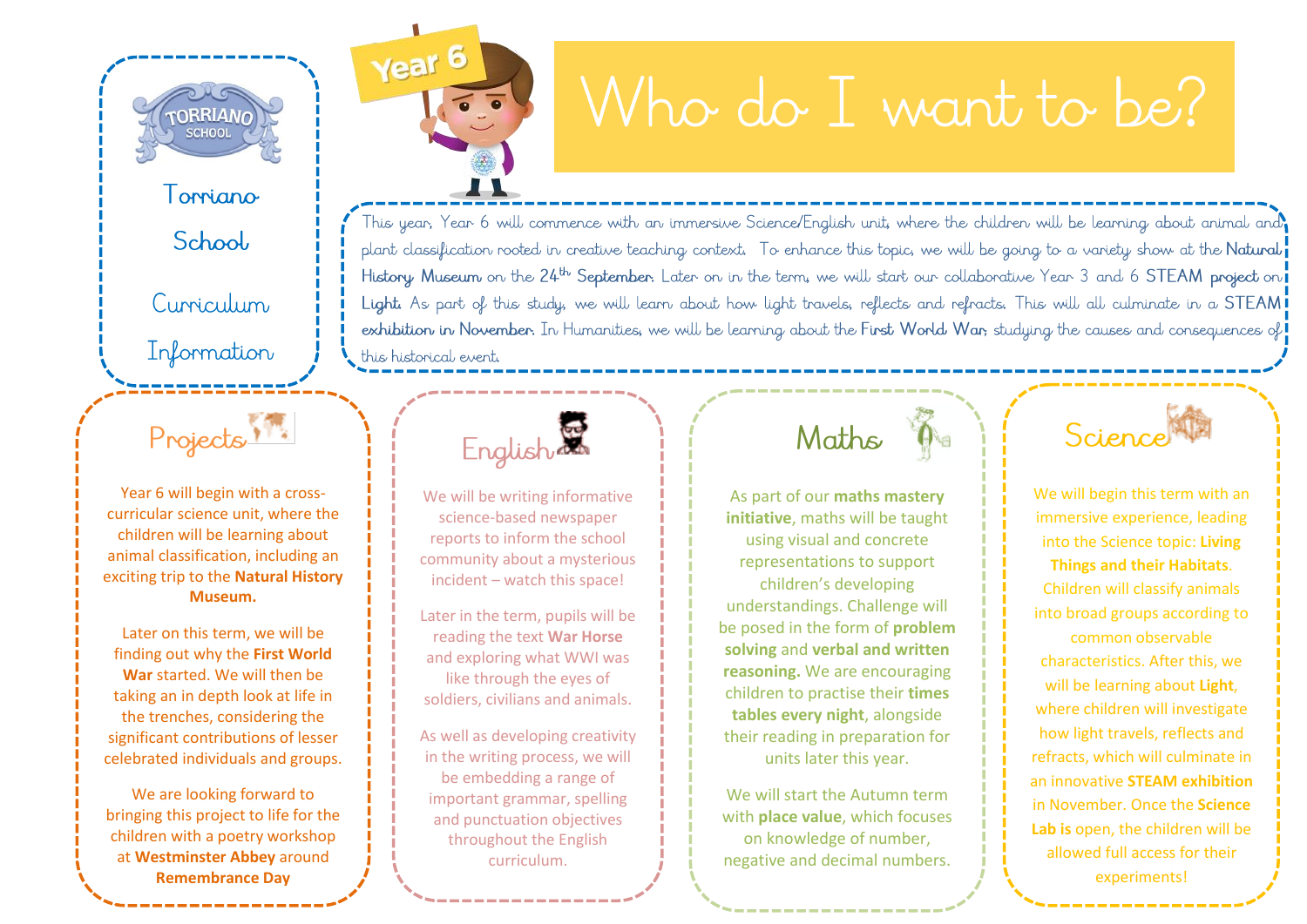Torriano School

Curriculum Information

Year 6

# Who do I want to be?

This year, Year 6 will commence with an immersive Science/English unit, where the children will be learning about animal and plant classification rooted in creative teaching context. To enhance this topic, we will be going to a variety show at the **Natural History Museum** on the 24th **September**. Later on in the term, we will start our collaborative Year 3 and 6 STEAM **project** on **Light**. As part of this study, we will learn about how light travels, reflects and refracts. This will all culminate in a STEAM **exhibition in November**. In Humanities, we will be learning about the **First World War**, studying the causes and consequences of this historical event.

## Projects

Year 6 will begin with a cross-curricular science unit, where the children will be learning about animal classification, including an exciting trip to the **Natural History Museum.**

Later on this term, we will be finding out why the **First World War** started. We will then be taking an in depth look at life in the trenches, considering the significant contributions of lesser celebrated individuals and groups.

We are looking forward to bringing this project to life for the children with a poetry workshop at **Westminster Abbey** around **Remembrance Day**

## English

We will be writing informative science-based newspaper reports to inform the school community about a mysterious incident – watch this space!

Later in the term, pupils will be reading the text **War Horse** and exploring what WWI was like through the eyes of soldiers, civilians and animals.

As well as developing creativity in the writing process, we will be embedding a range of important grammar, spelling and punctuation objectives throughout the English curriculum.

## Maths

As part of our **maths mastery initiative**, maths will be taught using visual and concrete representations to support children's developing understandings. Challenge will be posed in the form of **problem solving** and **verbal and written reasoning.** We are encouraging children to practise their **times tables every night**, alongside their reading in preparation for units later this year.

We will start the Autumn term with **place value**, which focuses on knowledge of number, negative and decimal numbers.

## Science

We will begin this term with an immersive experience, leading into the Science topic: **Living Things and their Habitats**. Children will classify animals into broad groups according to common observable characteristics. After this, we will be learning about **Light**, where children will investigate how light travels, reflects and refracts, which will culminate in an innovative **STEAM exhibition** in November. Once the **Science Lab is** open, the children will be allowed full access for their experiments!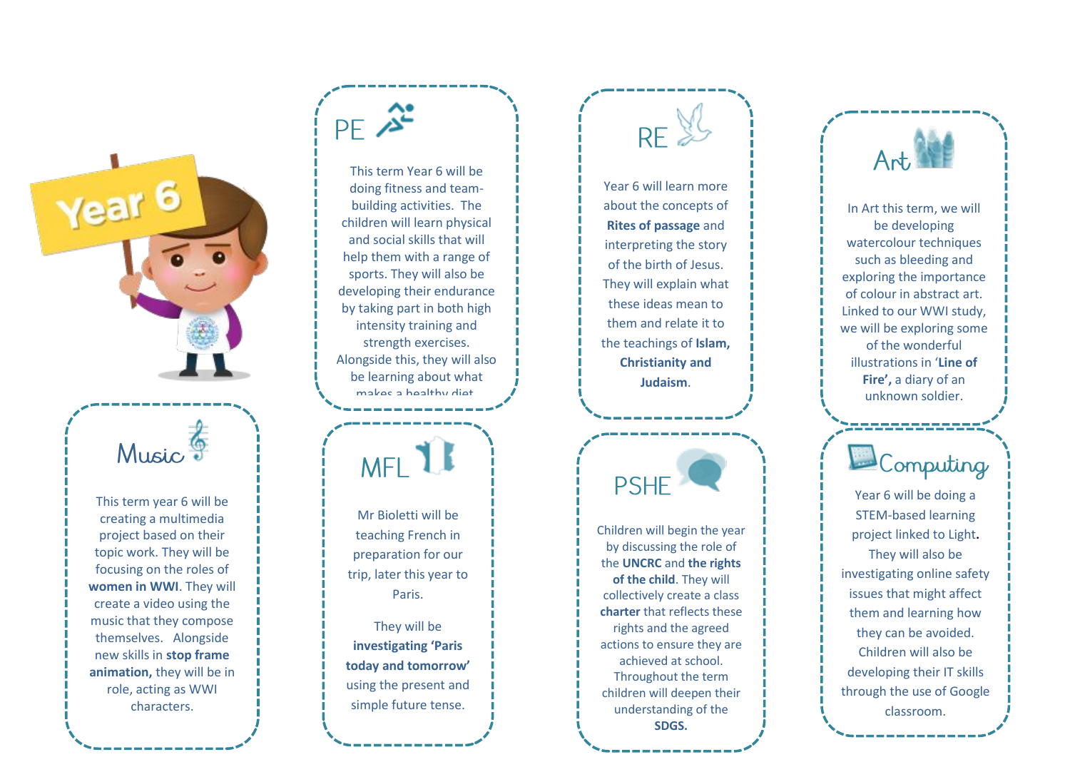Year 6

## PE

This term Year 6 will be doing fitness and team-building activities. The children will learn physical and social skills that will help them with a range of sports. They will also be developing their endurance by taking part in both high intensity training and strength exercises. Alongside this, they will also be learning about what makes a healthy diet

## RE

Year 6 will learn more about the concepts of **Rites of passage** and interpreting the story of the birth of Jesus. They will explain what these ideas mean to them and relate it to the teachings of **Islam, Christianity and Judaism**.

## Art

In Art this term, we will be developing watercolour techniques such as bleeding and exploring the importance of colour in abstract art. Linked to our WWI study, we will be exploring some of the wonderful illustrations in '**Line of Fire',** a diary of an unknown soldier.

## Music

This term year 6 will be creating a multimedia project based on their topic work. They will be focusing on the roles of **women in WWI**. They will create a video using the music that they compose themselves. Alongside new skills in **stop frame animation,** they will be in role, acting as WWI characters.

## MFL

Mr Bioletti will be teaching French in preparation for our trip, later this year to Paris.

They will be **investigating 'Paris today and tomorrow'** using the present and simple future tense.

## PSHE

Children will begin the year by discussing the role of the **UNCRC** and **the rights of the child**. They will collectively create a class **charter** that reflects these rights and the agreed actions to ensure they are achieved at school. Throughout the term children will deepen their understanding of the **SDGS.**

## Computing

Year 6 will be doing a STEM-based learning project linked to Light**.** They will also be investigating online safety issues that might affect them and learning how they can be avoided. Children will also be developing their IT skills through the use of Google classroom.